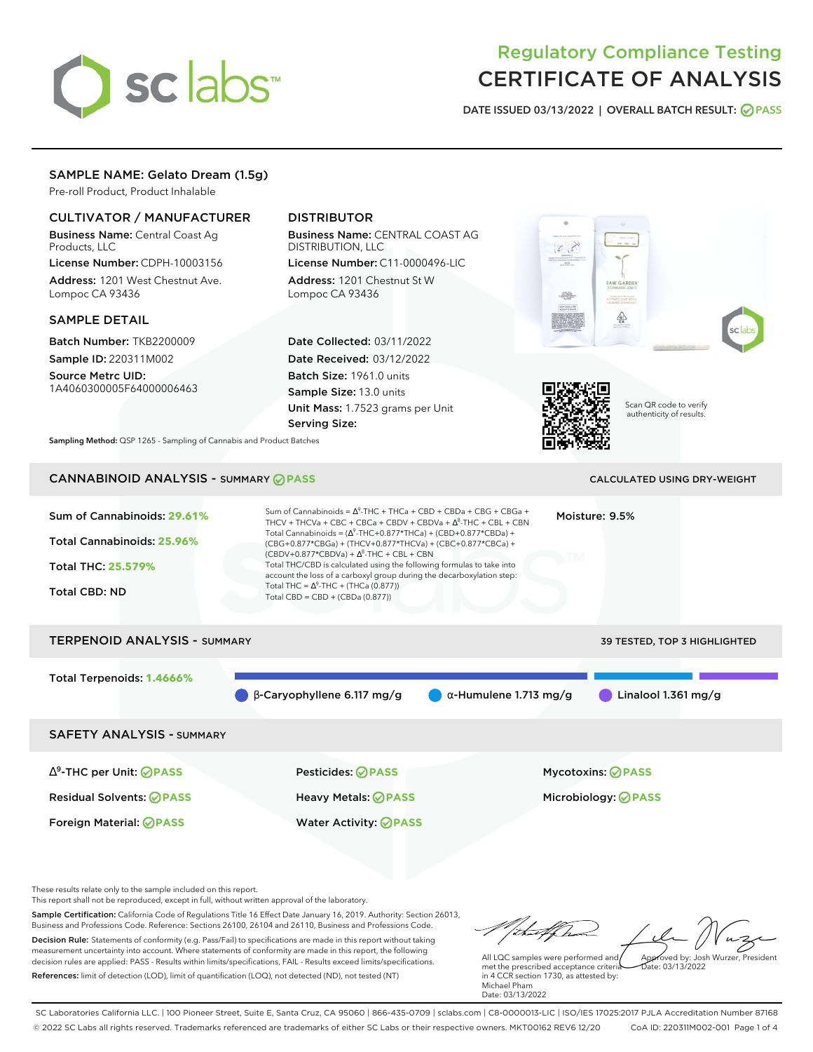# Regulatory Compliance Testing
# CERTIFICATE OF ANALYSIS

DATE ISSUED 03/13/2022 | OVERALL BATCH RESULT: PASS

## SAMPLE NAME: Gelato Dream (1.5g)

Pre-roll Product, Product Inhalable

### CULTIVATOR / MANUFACTURER

**Business Name:** Central Coast Ag Products, LLC

**License Number:** CDPH-10003156

**Address:** 1201 West Chestnut Ave. Lompoc CA 93436

### DISTRIBUTOR

**Business Name:** CENTRAL COAST AG DISTRIBUTION, LLC

**License Number:** C11-0000496-LIC

**Address:** 1201 Chestnut St W Lompoc CA 93436

### SAMPLE DETAIL

**Batch Number:** TKB2200009

**Sample ID:** 220311M002

**Source Metrc UID:** 1A4060300005F64000006463

**Date Collected:** 03/11/2022

**Date Received:** 03/12/2022

**Batch Size:** 1961.0 units

**Sample Size:** 13.0 units

**Unit Mass:** 1.7523 grams per Unit

**Serving Size:**

Scan QR code to verify authenticity of results.

**Sampling Method:** QSP 1265 - Sampling of Cannabis and Product Batches

## CANNABINOID ANALYSIS - SUMMARY PASS

CALCULATED USING DRY-WEIGHT

Sum of Cannabinoids: **29.61%**

Total Cannabinoids: **25.96%**

Total THC: **25.579%**

Total CBD: ND

Sum of Cannabinoids = $\Delta^9$-THC + THCa + CBD + CBDa + CBG + CBGa + THCV + THCVa + CBC + CBCa + CBDV + CBDVa + $\Delta^8$-THC + CBL + CBN

Total Cannabinoids = ($\Delta^9$-THC+0.877*THCa) + (CBD+0.877*CBDa) + (CBG+0.877*CBGa) + (THCV+0.877*THCVa) + (CBC+0.877*CBCa) + (CBDV+0.877*CBDVa) + $\Delta^8$-THC + CBL + CBN

Total THC/CBD is calculated using the following formulas to take into account the loss of a carboxyl group during the decarboxylation step:

Total THC = $\Delta^9$-THC + (THCa (0.877))

Total CBD = CBD + (CBDa (0.877))

Moisture: 9.5%

## TERPENOID ANALYSIS - SUMMARY

39 TESTED, TOP 3 HIGHLIGHTED

Total Terpenoids: **1.4666%**

β-Caryophyllene 6.117 mg/g | α-Humulene 1.713 mg/g | Linalool 1.361 mg/g

## SAFETY ANALYSIS - SUMMARY

| | | |
|---|---|---|
| $\Delta^9$-THC per Unit: PASS | Pesticides: PASS | Mycotoxins: PASS |
| Residual Solvents: PASS | Heavy Metals: PASS | Microbiology: PASS |
| Foreign Material: PASS | Water Activity: PASS | |

These results relate only to the sample included on this report.
This report shall not be reproduced, except in full, without written approval of the laboratory.

**Sample Certification:** California Code of Regulations Title 16 Effect Date January 16, 2019. Authority: Section 26013, Business and Professions Code. Reference: Sections 26100, 26104 and 26110, Business and Professions Code.

**Decision Rule:** Statements of conformity (e.g. Pass/Fail) to specifications are made in this report without taking measurement uncertainty into account. Where statements of conformity are made in this report, the following decision rules are applied: PASS - Results within limits/specifications, FAIL - Results exceed limits/specifications.

**References:** limit of detection (LOD), limit of quantification (LOQ), not detected (ND), not tested (NT)

All LQC samples were performed and met the prescribed acceptance criteria in 4 CCR section 1730, as attested by: Michael Pham
Date: 03/13/2022

Approved by: Josh Wurzer, President
Date: 03/13/2022

SC Laboratories California LLC. | 100 Pioneer Street, Suite E, Santa Cruz, CA 95060 | 866-435-0709 | sclabs.com | C8-0000013-LIC | ISO/IES 17025:2017 PJLA Accreditation Number 87168
© 2022 SC Labs all rights reserved. Trademarks referenced are trademarks of either SC Labs or their respective owners. MKT00162 REV6 12/20 CoA ID: 220311M002-001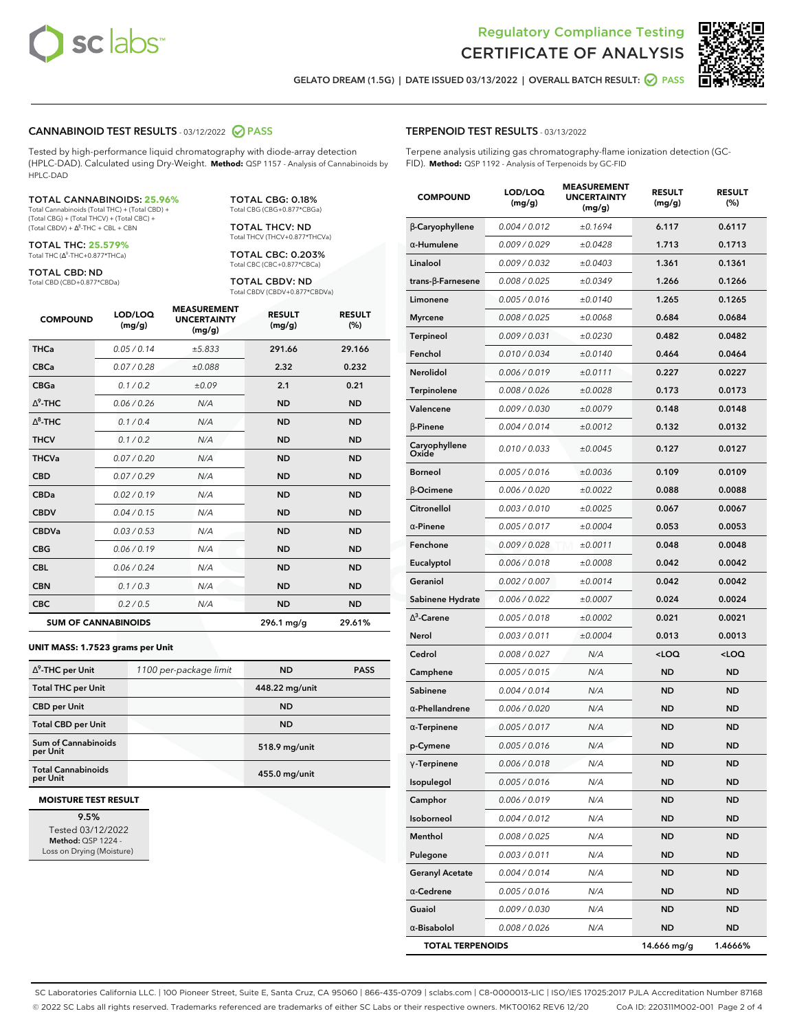# Regulatory Compliance Testing
# CERTIFICATE OF ANALYSIS

GELATO DREAM (1.5G) | DATE ISSUED 03/13/2022 | OVERALL BATCH RESULT: PASS

## CANNABINOID TEST RESULTS - 03/12/2022 PASS

Tested by high-performance liquid chromatography with diode-array detection (HPLC-DAD). Calculated using Dry-Weight. **Method:** QSP 1157 - Analysis of Cannabinoids by HPLC-DAD

**TOTAL CANNABINOIDS: 25.96%**
Total Cannabinoids (Total THC) + (Total CBD) + (Total CBG) + (Total THCV) + (Total CBC) + (Total CBDV) + $\Delta^8$-THC + CBL + CBN

**TOTAL THC: 25.579%**
Total THC ($\Delta^9$-THC+0.877*THCa)

**TOTAL CBD: ND**
Total CBD (CBD+0.877*CBDa)

**TOTAL CBG: 0.18%**
Total CBG (CBG+0.877*CBGa)

**TOTAL THCV: ND**
Total THCV (THCV+0.877*THCVa)

**TOTAL CBC: 0.203%**
Total CBC (CBC+0.877*CBCa)

**TOTAL CBDV: ND**
Total CBDV (CBDV+0.877*CBDVa)

| COMPOUND | LOD/LOQ (mg/g) | MEASUREMENT UNCERTAINTY (mg/g) | RESULT (mg/g) | RESULT (%) |
|---|---|---|---|---|
| THCa | 0.05 / 0.14 | ±5.833 | 291.66 | 29.166 |
| CBCa | 0.07 / 0.28 | ±0.088 | 2.32 | 0.232 |
| CBGa | 0.1 / 0.2 | ±0.09 | 2.1 | 0.21 |
| $\Delta^9$-THC | 0.06 / 0.26 | N/A | ND | ND |
| $\Delta^8$-THC | 0.1 / 0.4 | N/A | ND | ND |
| THCV | 0.1 / 0.2 | N/A | ND | ND |
| THCVa | 0.07 / 0.20 | N/A | ND | ND |
| CBD | 0.07 / 0.29 | N/A | ND | ND |
| CBDa | 0.02 / 0.19 | N/A | ND | ND |
| CBDV | 0.04 / 0.15 | N/A | ND | ND |
| CBDVa | 0.03 / 0.53 | N/A | ND | ND |
| CBG | 0.06 / 0.19 | N/A | ND | ND |
| CBL | 0.06 / 0.24 | N/A | ND | ND |
| CBN | 0.1 / 0.3 | N/A | ND | ND |
| CBC | 0.2 / 0.5 | N/A | ND | ND |
| **SUM OF CANNABINOIDS** | | | **296.1 mg/g** | **29.61%** |

**UNIT MASS: 1.7523 grams per Unit**

| | | | |
|---|---|---|---|
| $\Delta^9$-THC per Unit | 1100 per-package limit | ND | PASS |
| Total THC per Unit | | 448.22 mg/unit | |
| CBD per Unit | | ND | |
| Total CBD per Unit | | ND | |
| Sum of Cannabinoids per Unit | | 518.9 mg/unit | |
| Total Cannabinoids per Unit | | 455.0 mg/unit | |

**MOISTURE TEST RESULT**

9.5%
Tested 03/12/2022
**Method:** QSP 1224 - Loss on Drying (Moisture)

## TERPENOID TEST RESULTS - 03/13/2022

Terpene analysis utilizing gas chromatography-flame ionization detection (GC-FID). **Method:** QSP 1192 - Analysis of Terpenoids by GC-FID

| COMPOUND | LOD/LOQ (mg/g) | MEASUREMENT UNCERTAINTY (mg/g) | RESULT (mg/g) | RESULT (%) |
|---|---|---|---|---|
| β-Caryophyllene | 0.004 / 0.012 | ±0.1694 | 6.117 | 0.6117 |
| α-Humulene | 0.009 / 0.029 | ±0.0428 | 1.713 | 0.1713 |
| Linalool | 0.009 / 0.032 | ±0.0403 | 1.361 | 0.1361 |
| trans-β-Farnesene | 0.008 / 0.025 | ±0.0349 | 1.266 | 0.1266 |
| Limonene | 0.005 / 0.016 | ±0.0140 | 1.265 | 0.1265 |
| Myrcene | 0.008 / 0.025 | ±0.0068 | 0.684 | 0.0684 |
| Terpineol | 0.009 / 0.031 | ±0.0230 | 0.482 | 0.0482 |
| Fenchol | 0.010 / 0.034 | ±0.0140 | 0.464 | 0.0464 |
| Nerolidol | 0.006 / 0.019 | ±0.0111 | 0.227 | 0.0227 |
| Terpinolene | 0.008 / 0.026 | ±0.0028 | 0.173 | 0.0173 |
| Valencene | 0.009 / 0.030 | ±0.0079 | 0.148 | 0.0148 |
| β-Pinene | 0.004 / 0.014 | ±0.0012 | 0.132 | 0.0132 |
| Caryophyllene Oxide | 0.010 / 0.033 | ±0.0045 | 0.127 | 0.0127 |
| Borneol | 0.005 / 0.016 | ±0.0036 | 0.109 | 0.0109 |
| β-Ocimene | 0.006 / 0.020 | ±0.0022 | 0.088 | 0.0088 |
| Citronellol | 0.003 / 0.010 | ±0.0025 | 0.067 | 0.0067 |
| α-Pinene | 0.005 / 0.017 | ±0.0004 | 0.053 | 0.0053 |
| Fenchone | 0.009 / 0.028 | ±0.0011 | 0.048 | 0.0048 |
| Eucalyptol | 0.006 / 0.018 | ±0.0008 | 0.042 | 0.0042 |
| Geraniol | 0.002 / 0.007 | ±0.0014 | 0.042 | 0.0042 |
| Sabinene Hydrate | 0.006 / 0.022 | ±0.0007 | 0.024 | 0.0024 |
| $\Delta^3$-Carene | 0.005 / 0.018 | ±0.0002 | 0.021 | 0.0021 |
| Nerol | 0.003 / 0.011 | ±0.0004 | 0.013 | 0.0013 |
| Cedrol | 0.008 / 0.027 | N/A | <LOQ | <LOQ |
| Camphene | 0.005 / 0.015 | N/A | ND | ND |
| Sabinene | 0.004 / 0.014 | N/A | ND | ND |
| α-Phellandrene | 0.006 / 0.020 | N/A | ND | ND |
| α-Terpinene | 0.005 / 0.017 | N/A | ND | ND |
| p-Cymene | 0.005 / 0.016 | N/A | ND | ND |
| γ-Terpinene | 0.006 / 0.018 | N/A | ND | ND |
| Isopulegol | 0.005 / 0.016 | N/A | ND | ND |
| Camphor | 0.006 / 0.019 | N/A | ND | ND |
| Isoborneol | 0.004 / 0.012 | N/A | ND | ND |
| Menthol | 0.008 / 0.025 | N/A | ND | ND |
| Pulegone | 0.003 / 0.011 | N/A | ND | ND |
| Geranyl Acetate | 0.004 / 0.014 | N/A | ND | ND |
| α-Cedrene | 0.005 / 0.016 | N/A | ND | ND |
| Guaiol | 0.009 / 0.030 | N/A | ND | ND |
| α-Bisabolol | 0.008 / 0.026 | N/A | ND | ND |
| **TOTAL TERPENOIDS** | | | **14.666 mg/g** | **1.4666%** |

SC Laboratories California LLC. | 100 Pioneer Street, Suite E, Santa Cruz, CA 95060 | 866-435-0709 | sclabs.com | C8-0000013-LIC | ISO/IES 17025:2017 PJLA Accreditation Number 87168
© 2022 SC Labs all rights reserved. Trademarks referenced are trademarks of either SC Labs or their respective owners. MKT00162 REV6 12/20 CoA ID: 220311M002-001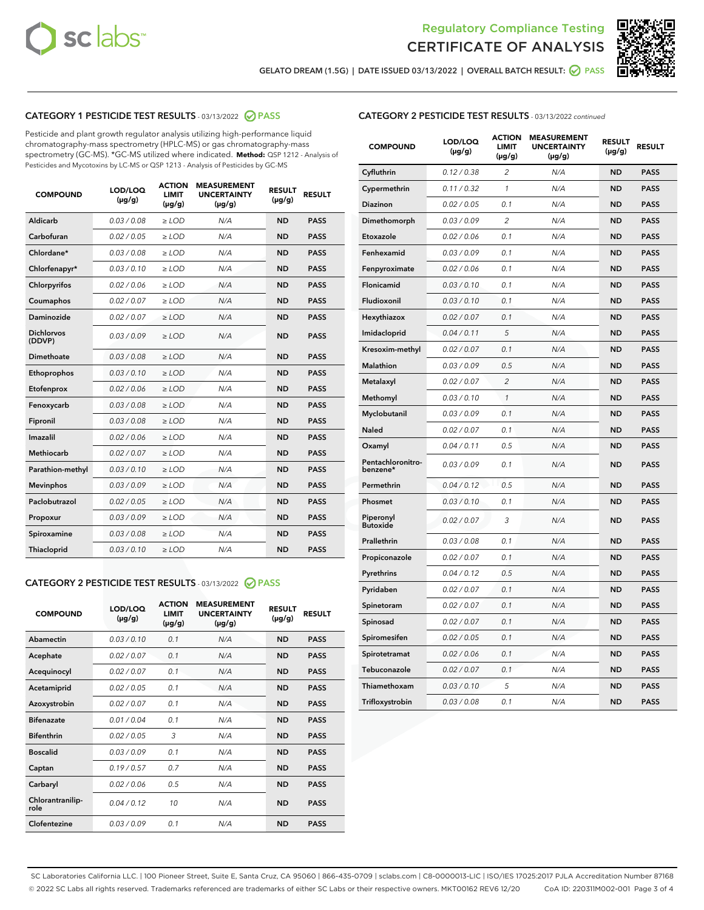GELATO DREAM (1.5G) | DATE ISSUED 03/13/2022 | OVERALL BATCH RESULT: PASS

## CATEGORY 1 PESTICIDE TEST RESULTS - 03/13/2022 PASS

Pesticide and plant growth regulator analysis utilizing high-performance liquid chromatography-mass spectrometry (HPLC-MS) or gas chromatography-mass spectrometry (GC-MS). *GC-MS utilized where indicated. **Method:** QSP 1212 - Analysis of Pesticides and Mycotoxins by LC-MS or QSP 1213 - Analysis of Pesticides by GC-MS

| COMPOUND | LOD/LOQ (µg/g) | ACTION LIMIT (µg/g) | MEASUREMENT UNCERTAINTY (µg/g) | RESULT (µg/g) | RESULT |
|---|---|---|---|---|---|
| Aldicarb | 0.03 / 0.08 | ≥ LOD | N/A | ND | PASS |
| Carbofuran | 0.02 / 0.05 | ≥ LOD | N/A | ND | PASS |
| Chlordane* | 0.03 / 0.08 | ≥ LOD | N/A | ND | PASS |
| Chlorfenapyr* | 0.03 / 0.10 | ≥ LOD | N/A | ND | PASS |
| Chlorpyrifos | 0.02 / 0.06 | ≥ LOD | N/A | ND | PASS |
| Coumaphos | 0.02 / 0.07 | ≥ LOD | N/A | ND | PASS |
| Daminozide | 0.02 / 0.07 | ≥ LOD | N/A | ND | PASS |
| Dichlorvos (DDVP) | 0.03 / 0.09 | ≥ LOD | N/A | ND | PASS |
| Dimethoate | 0.03 / 0.08 | ≥ LOD | N/A | ND | PASS |
| Ethoprophos | 0.03 / 0.10 | ≥ LOD | N/A | ND | PASS |
| Etofenprox | 0.02 / 0.06 | ≥ LOD | N/A | ND | PASS |
| Fenoxycarb | 0.03 / 0.08 | ≥ LOD | N/A | ND | PASS |
| Fipronil | 0.03 / 0.08 | ≥ LOD | N/A | ND | PASS |
| Imazalil | 0.02 / 0.06 | ≥ LOD | N/A | ND | PASS |
| Methiocarb | 0.02 / 0.07 | ≥ LOD | N/A | ND | PASS |
| Parathion-methyl | 0.03 / 0.10 | ≥ LOD | N/A | ND | PASS |
| Mevinphos | 0.03 / 0.09 | ≥ LOD | N/A | ND | PASS |
| Paclobutrazol | 0.02 / 0.05 | ≥ LOD | N/A | ND | PASS |
| Propoxur | 0.03 / 0.09 | ≥ LOD | N/A | ND | PASS |
| Spiroxamine | 0.03 / 0.08 | ≥ LOD | N/A | ND | PASS |
| Thiacloprid | 0.03 / 0.10 | ≥ LOD | N/A | ND | PASS |

## CATEGORY 2 PESTICIDE TEST RESULTS - 03/13/2022 PASS

| COMPOUND | LOD/LOQ (µg/g) | ACTION LIMIT (µg/g) | MEASUREMENT UNCERTAINTY (µg/g) | RESULT (µg/g) | RESULT |
|---|---|---|---|---|---|
| Abamectin | 0.03 / 0.10 | 0.1 | N/A | ND | PASS |
| Acephate | 0.02 / 0.07 | 0.1 | N/A | ND | PASS |
| Acequinocyl | 0.02 / 0.07 | 0.1 | N/A | ND | PASS |
| Acetamiprid | 0.02 / 0.05 | 0.1 | N/A | ND | PASS |
| Azoxystrobin | 0.02 / 0.07 | 0.1 | N/A | ND | PASS |
| Bifenazate | 0.01 / 0.04 | 0.1 | N/A | ND | PASS |
| Bifenthrin | 0.02 / 0.05 | 3 | N/A | ND | PASS |
| Boscalid | 0.03 / 0.09 | 0.1 | N/A | ND | PASS |
| Captan | 0.19 / 0.57 | 0.7 | N/A | ND | PASS |
| Carbaryl | 0.02 / 0.06 | 0.5 | N/A | ND | PASS |
| Chlorantraniliprole | 0.04 / 0.12 | 10 | N/A | ND | PASS |
| Clofentezine | 0.03 / 0.09 | 0.1 | N/A | ND | PASS |
| Cyfluthrin | 0.12 / 0.38 | 2 | N/A | ND | PASS |
| Cypermethrin | 0.11 / 0.32 | 1 | N/A | ND | PASS |
| Diazinon | 0.02 / 0.05 | 0.1 | N/A | ND | PASS |
| Dimethomorph | 0.03 / 0.09 | 2 | N/A | ND | PASS |
| Etoxazole | 0.02 / 0.06 | 0.1 | N/A | ND | PASS |
| Fenhexamid | 0.03 / 0.09 | 0.1 | N/A | ND | PASS |
| Fenpyroximate | 0.02 / 0.06 | 0.1 | N/A | ND | PASS |
| Flonicamid | 0.03 / 0.10 | 0.1 | N/A | ND | PASS |
| Fludioxonil | 0.03 / 0.10 | 0.1 | N/A | ND | PASS |
| Hexythiazox | 0.02 / 0.07 | 0.1 | N/A | ND | PASS |
| Imidacloprid | 0.04 / 0.11 | 5 | N/A | ND | PASS |
| Kresoxim-methyl | 0.02 / 0.07 | 0.1 | N/A | ND | PASS |
| Malathion | 0.03 / 0.09 | 0.5 | N/A | ND | PASS |
| Metalaxyl | 0.02 / 0.07 | 2 | N/A | ND | PASS |
| Methomyl | 0.03 / 0.10 | 1 | N/A | ND | PASS |
| Myclobutanil | 0.03 / 0.09 | 0.1 | N/A | ND | PASS |
| Naled | 0.02 / 0.07 | 0.1 | N/A | ND | PASS |
| Oxamyl | 0.04 / 0.11 | 0.5 | N/A | ND | PASS |
| Pentachloronitrobenzene* | 0.03 / 0.09 | 0.1 | N/A | ND | PASS |
| Permethrin | 0.04 / 0.12 | 0.5 | N/A | ND | PASS |
| Phosmet | 0.03 / 0.10 | 0.1 | N/A | ND | PASS |
| Piperonyl Butoxide | 0.02 / 0.07 | 3 | N/A | ND | PASS |
| Prallethrin | 0.03 / 0.08 | 0.1 | N/A | ND | PASS |
| Propiconazole | 0.02 / 0.07 | 0.1 | N/A | ND | PASS |
| Pyrethrins | 0.04 / 0.12 | 0.5 | N/A | ND | PASS |
| Pyridaben | 0.02 / 0.07 | 0.1 | N/A | ND | PASS |
| Spinetoram | 0.02 / 0.07 | 0.1 | N/A | ND | PASS |
| Spinosad | 0.02 / 0.07 | 0.1 | N/A | ND | PASS |
| Spiromesifen | 0.02 / 0.05 | 0.1 | N/A | ND | PASS |
| Spirotetramat | 0.02 / 0.06 | 0.1 | N/A | ND | PASS |
| Tebuconazole | 0.02 / 0.07 | 0.1 | N/A | ND | PASS |
| Thiamethoxam | 0.03 / 0.10 | 5 | N/A | ND | PASS |
| Trifloxystrobin | 0.03 / 0.08 | 0.1 | N/A | ND | PASS |

SC Laboratories California LLC. | 100 Pioneer Street, Suite E, Santa Cruz, CA 95060 | 866-435-0709 | sclabs.com | C8-0000013-LIC | ISO/IES 17025:2017 PJLA Accreditation Number 87168
© 2022 SC Labs all rights reserved. Trademarks referenced are trademarks of either SC Labs or their respective owners. MKT00162 REV6 12/20 CoA ID: 220311M002-001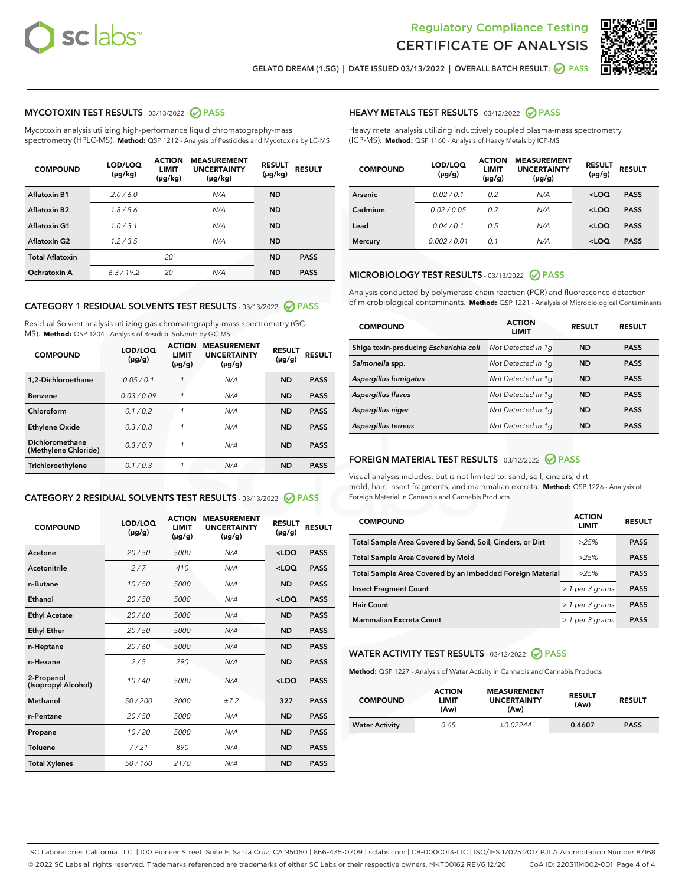# Regulatory Compliance Testing
# CERTIFICATE OF ANALYSIS

GELATO DREAM (1.5G) | DATE ISSUED 03/13/2022 | OVERALL BATCH RESULT: PASS

## MYCOTOXIN TEST RESULTS - 03/13/2022 PASS

Mycotoxin analysis utilizing high-performance liquid chromatography-mass spectrometry (HPLC-MS). **Method:** QSP 1212 - Analysis of Pesticides and Mycotoxins by LC-MS

| COMPOUND | LOD/LOQ (μg/kg) | ACTION LIMIT (μg/kg) | MEASUREMENT UNCERTAINTY (μg/kg) | RESULT (μg/kg) | RESULT |
|---|---|---|---|---|---|
| Aflatoxin B1 | 2.0 / 6.0 | | N/A | ND | |
| Aflatoxin B2 | 1.8 / 5.6 | | N/A | ND | |
| Aflatoxin G1 | 1.0 / 3.1 | | N/A | ND | |
| Aflatoxin G2 | 1.2 / 3.5 | | N/A | ND | |
| Total Aflatoxin | | 20 | | ND | PASS |
| Ochratoxin A | 6.3 / 19.2 | 20 | N/A | ND | PASS |

## CATEGORY 1 RESIDUAL SOLVENTS TEST RESULTS - 03/13/2022 PASS

Residual Solvent analysis utilizing gas chromatography-mass spectrometry (GC-MS). **Method:** QSP 1204 - Analysis of Residual Solvents by GC-MS

| COMPOUND | LOD/LOQ (μg/g) | ACTION LIMIT (μg/g) | MEASUREMENT UNCERTAINTY (μg/g) | RESULT (μg/g) | RESULT |
|---|---|---|---|---|---|
| 1,2-Dichloroethane | 0.05 / 0.1 | 1 | N/A | ND | PASS |
| Benzene | 0.03 / 0.09 | 1 | N/A | ND | PASS |
| Chloroform | 0.1 / 0.2 | 1 | N/A | ND | PASS |
| Ethylene Oxide | 0.3 / 0.8 | 1 | N/A | ND | PASS |
| Dichloromethane (Methylene Chloride) | 0.3 / 0.9 | 1 | N/A | ND | PASS |
| Trichloroethylene | 0.1 / 0.3 | 1 | N/A | ND | PASS |

## CATEGORY 2 RESIDUAL SOLVENTS TEST RESULTS - 03/13/2022 PASS

| COMPOUND | LOD/LOQ (μg/g) | ACTION LIMIT (μg/g) | MEASUREMENT UNCERTAINTY (μg/g) | RESULT (μg/g) | RESULT |
|---|---|---|---|---|---|
| Acetone | 20 / 50 | 5000 | N/A | <LOQ | PASS |
| Acetonitrile | 2 / 7 | 410 | N/A | <LOQ | PASS |
| n-Butane | 10 / 50 | 5000 | N/A | ND | PASS |
| Ethanol | 20 / 50 | 5000 | N/A | <LOQ | PASS |
| Ethyl Acetate | 20 / 60 | 5000 | N/A | ND | PASS |
| Ethyl Ether | 20 / 50 | 5000 | N/A | ND | PASS |
| n-Heptane | 20 / 60 | 5000 | N/A | ND | PASS |
| n-Hexane | 2 / 5 | 290 | N/A | ND | PASS |
| 2-Propanol (Isopropyl Alcohol) | 10 / 40 | 5000 | N/A | <LOQ | PASS |
| Methanol | 50 / 200 | 3000 | ±7.2 | 327 | PASS |
| n-Pentane | 20 / 50 | 5000 | N/A | ND | PASS |
| Propane | 10 / 20 | 5000 | N/A | ND | PASS |
| Toluene | 7 / 21 | 890 | N/A | ND | PASS |
| Total Xylenes | 50 / 160 | 2170 | N/A | ND | PASS |

## HEAVY METALS TEST RESULTS - 03/12/2022 PASS

Heavy metal analysis utilizing inductively coupled plasma-mass spectrometry (ICP-MS). **Method:** QSP 1160 - Analysis of Heavy Metals by ICP-MS

| COMPOUND | LOD/LOQ (μg/g) | ACTION LIMIT (μg/g) | MEASUREMENT UNCERTAINTY (μg/g) | RESULT (μg/g) | RESULT |
|---|---|---|---|---|---|
| Arsenic | 0.02 / 0.1 | 0.2 | N/A | <LOQ | PASS |
| Cadmium | 0.02 / 0.05 | 0.2 | N/A | <LOQ | PASS |
| Lead | 0.04 / 0.1 | 0.5 | N/A | <LOQ | PASS |
| Mercury | 0.002 / 0.01 | 0.1 | N/A | <LOQ | PASS |

## MICROBIOLOGY TEST RESULTS - 03/13/2022 PASS

Analysis conducted by polymerase chain reaction (PCR) and fluorescence detection of microbiological contaminants. **Method:** QSP 1221 - Analysis of Microbiological Contaminants

| COMPOUND | ACTION LIMIT | RESULT | RESULT |
|---|---|---|---|
| Shiga toxin-producing *Escherichia coli* | Not Detected in 1g | ND | PASS |
| *Salmonella* spp. | Not Detected in 1g | ND | PASS |
| *Aspergillus fumigatus* | Not Detected in 1g | ND | PASS |
| *Aspergillus flavus* | Not Detected in 1g | ND | PASS |
| *Aspergillus niger* | Not Detected in 1g | ND | PASS |
| *Aspergillus terreus* | Not Detected in 1g | ND | PASS |

## FOREIGN MATERIAL TEST RESULTS - 03/12/2022 PASS

Visual analysis includes, but is not limited to, sand, soil, cinders, dirt, mold, hair, insect fragments, and mammalian excreta. **Method:** QSP 1226 - Analysis of Foreign Material in Cannabis and Cannabis Products

| COMPOUND | ACTION LIMIT | RESULT |
|---|---|---|
| Total Sample Area Covered by Sand, Soil, Cinders, or Dirt | >25% | PASS |
| Total Sample Area Covered by Mold | >25% | PASS |
| Total Sample Area Covered by an Imbedded Foreign Material | >25% | PASS |
| Insect Fragment Count | > 1 per 3 grams | PASS |
| Hair Count | > 1 per 3 grams | PASS |
| Mammalian Excreta Count | > 1 per 3 grams | PASS |

## WATER ACTIVITY TEST RESULTS - 03/12/2022 PASS

**Method:** QSP 1227 - Analysis of Water Activity in Cannabis and Cannabis Products

| COMPOUND | ACTION LIMIT (Aw) | MEASUREMENT UNCERTAINTY (Aw) | RESULT (Aw) | RESULT |
|---|---|---|---|---|
| Water Activity | 0.65 | ±0.02244 | 0.4607 | PASS |

SC Laboratories California LLC. | 100 Pioneer Street, Suite E, Santa Cruz, CA 95060 | 866-435-0709 | sclabs.com | C8-0000013-LIC | ISO/IES 17025:2017 PJLA Accreditation Number 87168
© 2022 SC Labs all rights reserved. Trademarks referenced are trademarks of either SC Labs or their respective owners. MKT00162 REV6 12/20 CoA ID: 220311M002-001